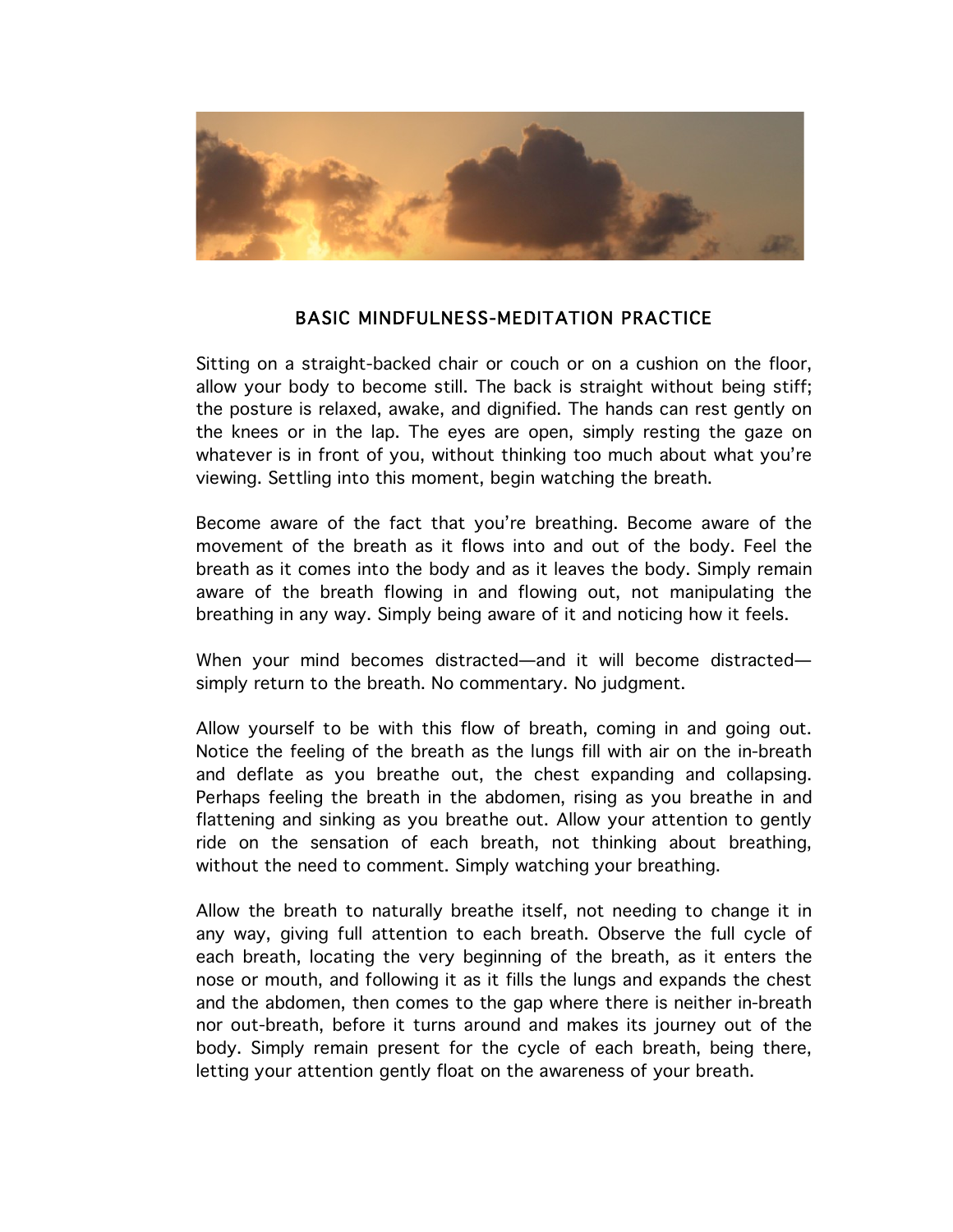# BASIC MINDFULNESS-MEDITATION PRACTICE

Sitting on a straight-backed chair or couch or on a cushion on the floor, allow your body to become still. The back is straight without being stiff; the posture is relaxed, awake, and dignified. The hands can rest gently on the knees or in the lap. The eyes are open, simply resting the gaze on whatever is in front of you, without thinking too much about what you're viewing. Settling into this moment, begin watching the breath.

Become aware of the fact that you're breathing. Become aware of the movement of the breath as it flows into and out of the body. Feel the breath as it comes into the body and as it leaves the body. Simply remain aware of the breath flowing in and flowing out, not manipulating the breathing in any way. Simply being aware of it and noticing how it feels.

When your mind becomes distracted—and it will become distracted—simply return to the breath. No commentary. No judgment.

Allow yourself to be with this flow of breath, coming in and going out. Notice the feeling of the breath as the lungs fill with air on the in-breath and deflate as you breathe out, the chest expanding and collapsing. Perhaps feeling the breath in the abdomen, rising as you breathe in and flattening and sinking as you breathe out. Allow your attention to gently ride on the sensation of each breath, not thinking about breathing, without the need to comment. Simply watching your breathing.

Allow the breath to naturally breathe itself, not needing to change it in any way, giving full attention to each breath. Observe the full cycle of each breath, locating the very beginning of the breath, as it enters the nose or mouth, and following it as it fills the lungs and expands the chest and the abdomen, then comes to the gap where there is neither in-breath nor out-breath, before it turns around and makes its journey out of the body. Simply remain present for the cycle of each breath, being there, letting your attention gently float on the awareness of your breath.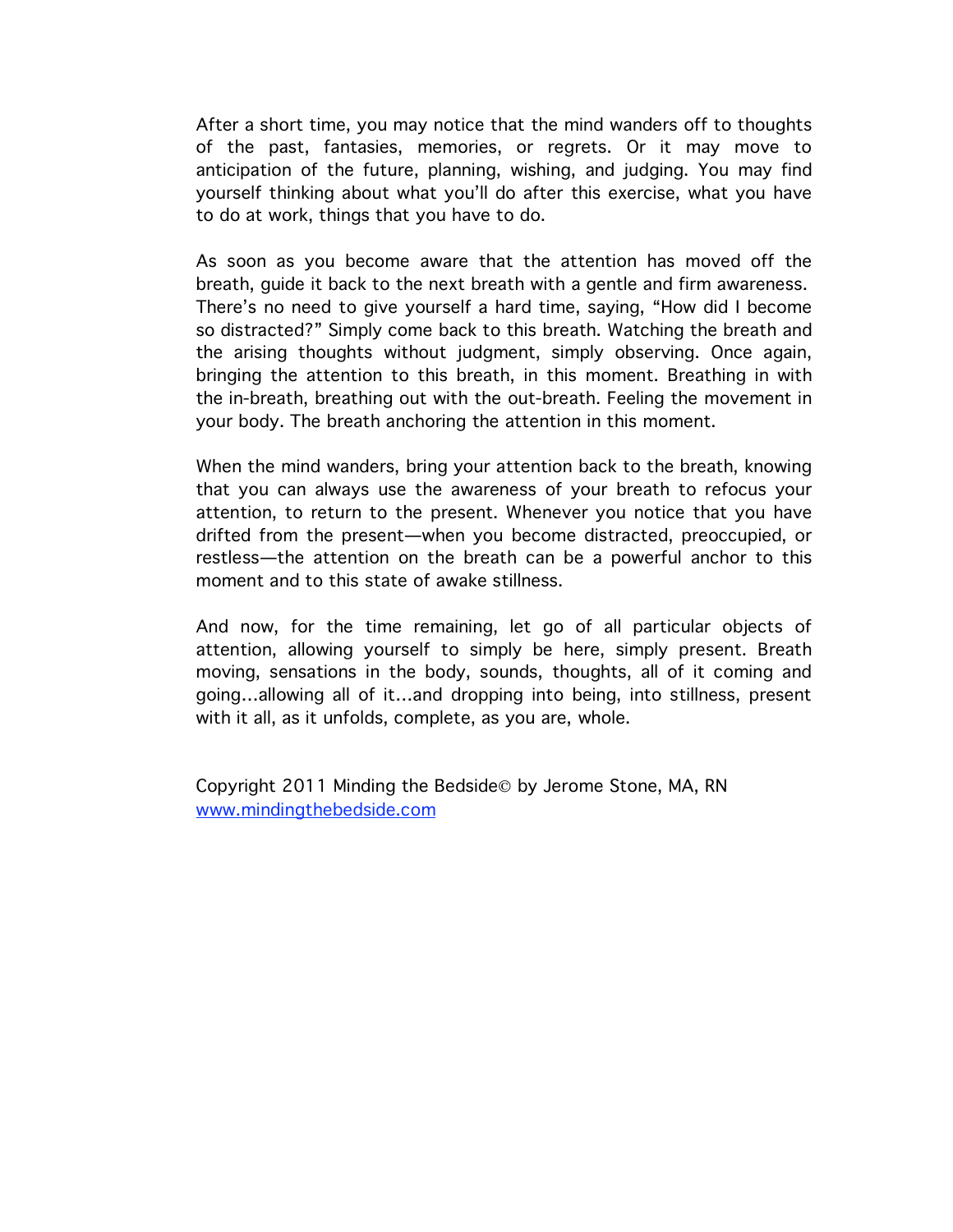After a short time, you may notice that the mind wanders off to thoughts of the past, fantasies, memories, or regrets. Or it may move to anticipation of the future, planning, wishing, and judging. You may find yourself thinking about what you'll do after this exercise, what you have to do at work, things that you have to do.

As soon as you become aware that the attention has moved off the breath, guide it back to the next breath with a gentle and firm awareness. There's no need to give yourself a hard time, saying, "How did I become so distracted?" Simply come back to this breath. Watching the breath and the arising thoughts without judgment, simply observing. Once again, bringing the attention to this breath, in this moment. Breathing in with the in-breath, breathing out with the out-breath. Feeling the movement in your body. The breath anchoring the attention in this moment.

When the mind wanders, bring your attention back to the breath, knowing that you can always use the awareness of your breath to refocus your attention, to return to the present. Whenever you notice that you have drifted from the present—when you become distracted, preoccupied, or restless—the attention on the breath can be a powerful anchor to this moment and to this state of awake stillness.

And now, for the time remaining, let go of all particular objects of attention, allowing yourself to simply be here, simply present. Breath moving, sensations in the body, sounds, thoughts, all of it coming and going…allowing all of it…and dropping into being, into stillness, present with it all, as it unfolds, complete, as you are, whole.

Copyright 2011 Minding the Bedside© by Jerome Stone, MA, RN
[www.mindingthebedside.com](http://www.mindingthebedside.com)